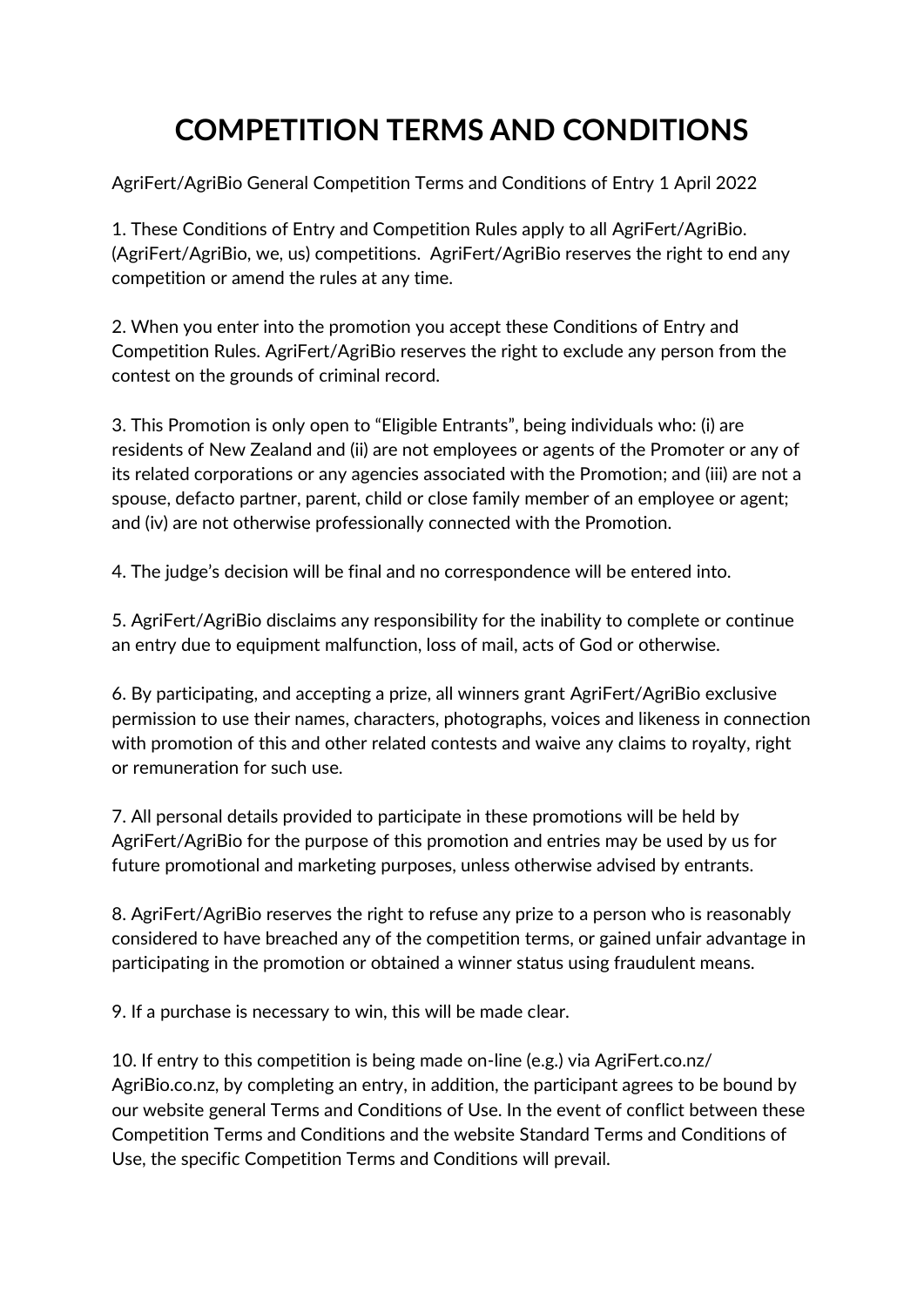# COMPETITION TERMS AND CONDITIONS

AgriFert/AgriBio General Competition Terms and Conditions of Entry 1 April 2022

1. These Conditions of Entry and Competition Rules apply to all AgriFert/AgriBio. (AgriFert/AgriBio, we, us) competitions. AgriFert/AgriBio reserves the right to end any competition or amend the rules at any time.

2. When you enter into the promotion you accept these Conditions of Entry and Competition Rules. AgriFert/AgriBio reserves the right to exclude any person from the contest on the grounds of criminal record.

3. This Promotion is only open to "Eligible Entrants", being individuals who: (i) are residents of New Zealand and (ii) are not employees or agents of the Promoter or any of its related corporations or any agencies associated with the Promotion; and (iii) are not a spouse, defacto partner, parent, child or close family member of an employee or agent; and (iv) are not otherwise professionally connected with the Promotion.

4. The judge's decision will be final and no correspondence will be entered into.

5. AgriFert/AgriBio disclaims any responsibility for the inability to complete or continue an entry due to equipment malfunction, loss of mail, acts of God or otherwise.

6. By participating, and accepting a prize, all winners grant AgriFert/AgriBio exclusive permission to use their names, characters, photographs, voices and likeness in connection with promotion of this and other related contests and waive any claims to royalty, right or remuneration for such use.

7. All personal details provided to participate in these promotions will be held by AgriFert/AgriBio for the purpose of this promotion and entries may be used by us for future promotional and marketing purposes, unless otherwise advised by entrants.

8. AgriFert/AgriBio reserves the right to refuse any prize to a person who is reasonably considered to have breached any of the competition terms, or gained unfair advantage in participating in the promotion or obtained a winner status using fraudulent means.

9. If a purchase is necessary to win, this will be made clear.

10. If entry to this competition is being made on-line (e.g.) via AgriFert.co.nz/ AgriBio.co.nz, by completing an entry, in addition, the participant agrees to be bound by our website general Terms and Conditions of Use. In the event of conflict between these Competition Terms and Conditions and the website Standard Terms and Conditions of Use, the specific Competition Terms and Conditions will prevail.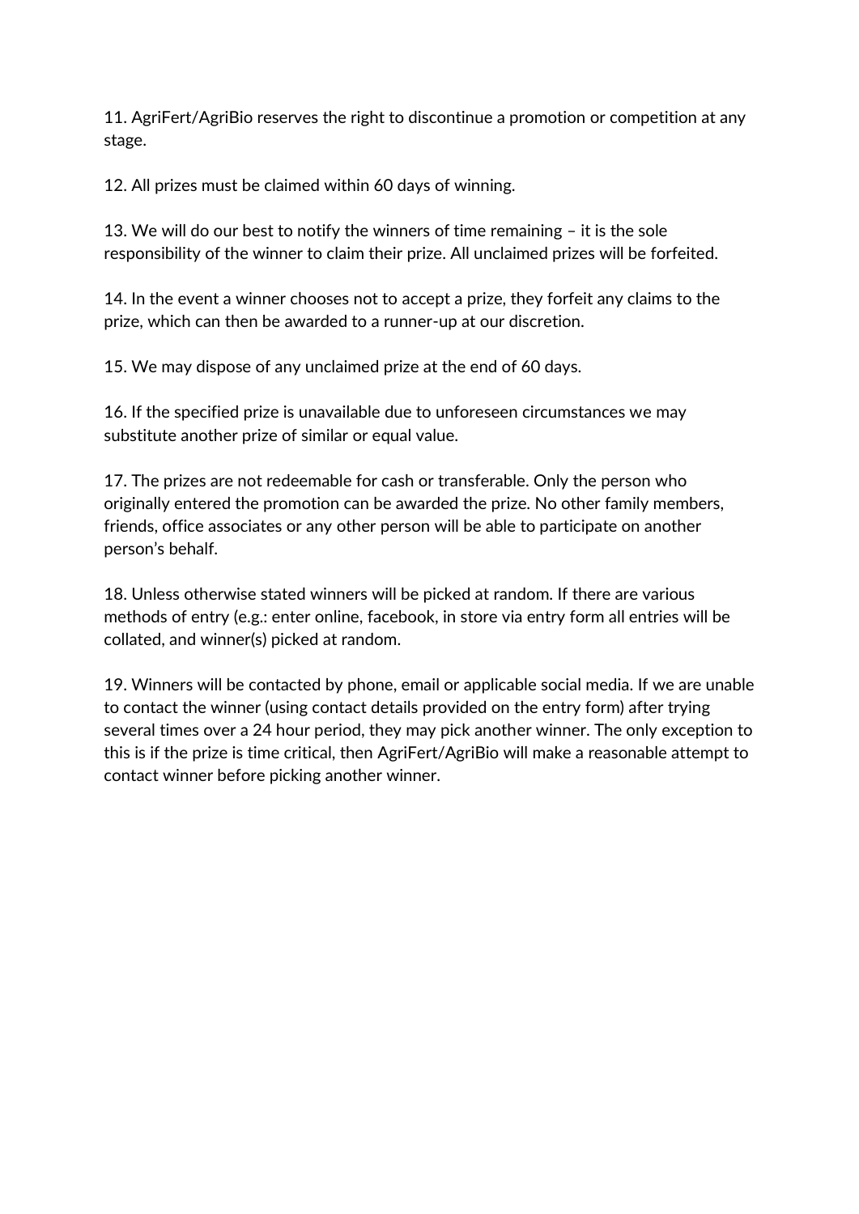11. AgriFert/AgriBio reserves the right to discontinue a promotion or competition at any stage.

12. All prizes must be claimed within 60 days of winning.

13. We will do our best to notify the winners of time remaining – it is the sole responsibility of the winner to claim their prize. All unclaimed prizes will be forfeited.

14. In the event a winner chooses not to accept a prize, they forfeit any claims to the prize, which can then be awarded to a runner-up at our discretion.

15. We may dispose of any unclaimed prize at the end of 60 days.

16. If the specified prize is unavailable due to unforeseen circumstances we may substitute another prize of similar or equal value.

17. The prizes are not redeemable for cash or transferable. Only the person who originally entered the promotion can be awarded the prize. No other family members, friends, office associates or any other person will be able to participate on another person's behalf.

18. Unless otherwise stated winners will be picked at random. If there are various methods of entry (e.g.: enter online, facebook, in store via entry form all entries will be collated, and winner(s) picked at random.

19. Winners will be contacted by phone, email or applicable social media. If we are unable to contact the winner (using contact details provided on the entry form) after trying several times over a 24 hour period, they may pick another winner. The only exception to this is if the prize is time critical, then AgriFert/AgriBio will make a reasonable attempt to contact winner before picking another winner.